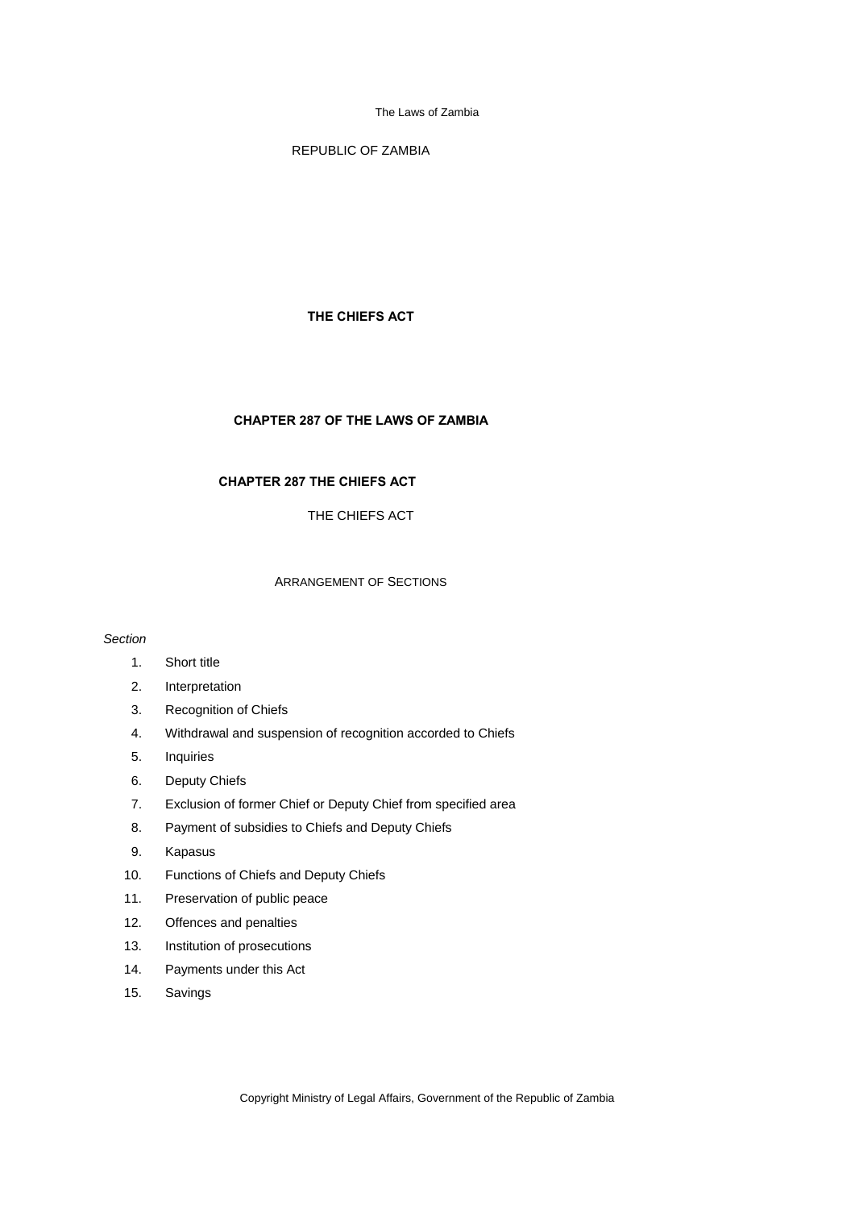REPUBLIC OF ZAMBIA

# THE CHIEFS ACT

## CHAPTER 287 OF THE LAWS OF ZAMBIA

## CHAPTER 287 THE CHIEFS ACT

THE CHIEFS ACT

ARRANGEMENT OF SECTIONS

*Section*

1. Short title
2. Interpretation
3. Recognition of Chiefs
4. Withdrawal and suspension of recognition accorded to Chiefs
5. Inquiries
6. Deputy Chiefs
7. Exclusion of former Chief or Deputy Chief from specified area
8. Payment of subsidies to Chiefs and Deputy Chiefs
9. Kapasus
10. Functions of Chiefs and Deputy Chiefs
11. Preservation of public peace
12. Offences and penalties
13. Institution of prosecutions
14. Payments under this Act
15. Savings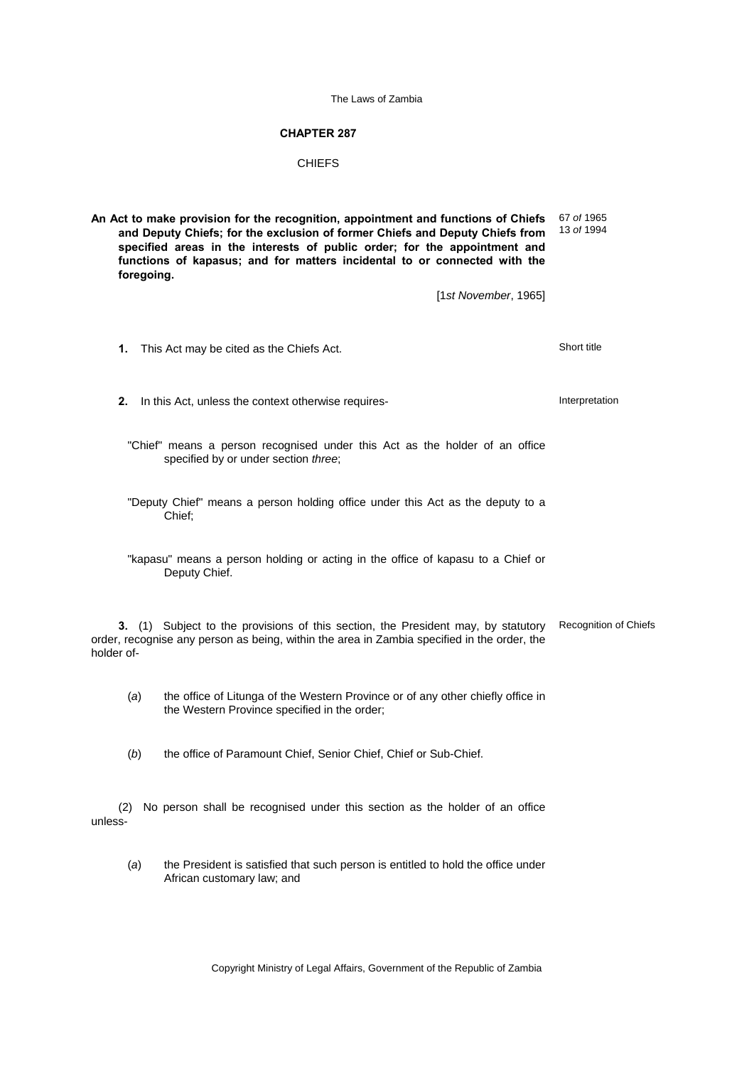The Laws of Zambia

## CHAPTER 287

### CHIEFS

**An Act to make provision for the recognition, appointment and functions of Chiefs and Deputy Chiefs; for the exclusion of former Chiefs and Deputy Chiefs from specified areas in the interests of public order; for the appointment and functions of kapasus; and for matters incidental to or connected with the foregoing.**

67 *of* 1965
13 *of* 1994

[1*st November*, 1965]

**1.** This Act may be cited as the Chiefs Act.

Short title

**2.** In this Act, unless the context otherwise requires-

Interpretation

"Chief" means a person recognised under this Act as the holder of an office specified by or under section *three*;

"Deputy Chief" means a person holding office under this Act as the deputy to a Chief;

"kapasu" means a person holding or acting in the office of kapasu to a Chief or Deputy Chief.

**3.** (1) Subject to the provisions of this section, the President may, by statutory order, recognise any person as being, within the area in Zambia specified in the order, the holder of-

Recognition of Chiefs

(*a*) the office of Litunga of the Western Province or of any other chiefly office in the Western Province specified in the order;

(*b*) the office of Paramount Chief, Senior Chief, Chief or Sub-Chief.

(2) No person shall be recognised under this section as the holder of an office unless-

(*a*) the President is satisfied that such person is entitled to hold the office under African customary law; and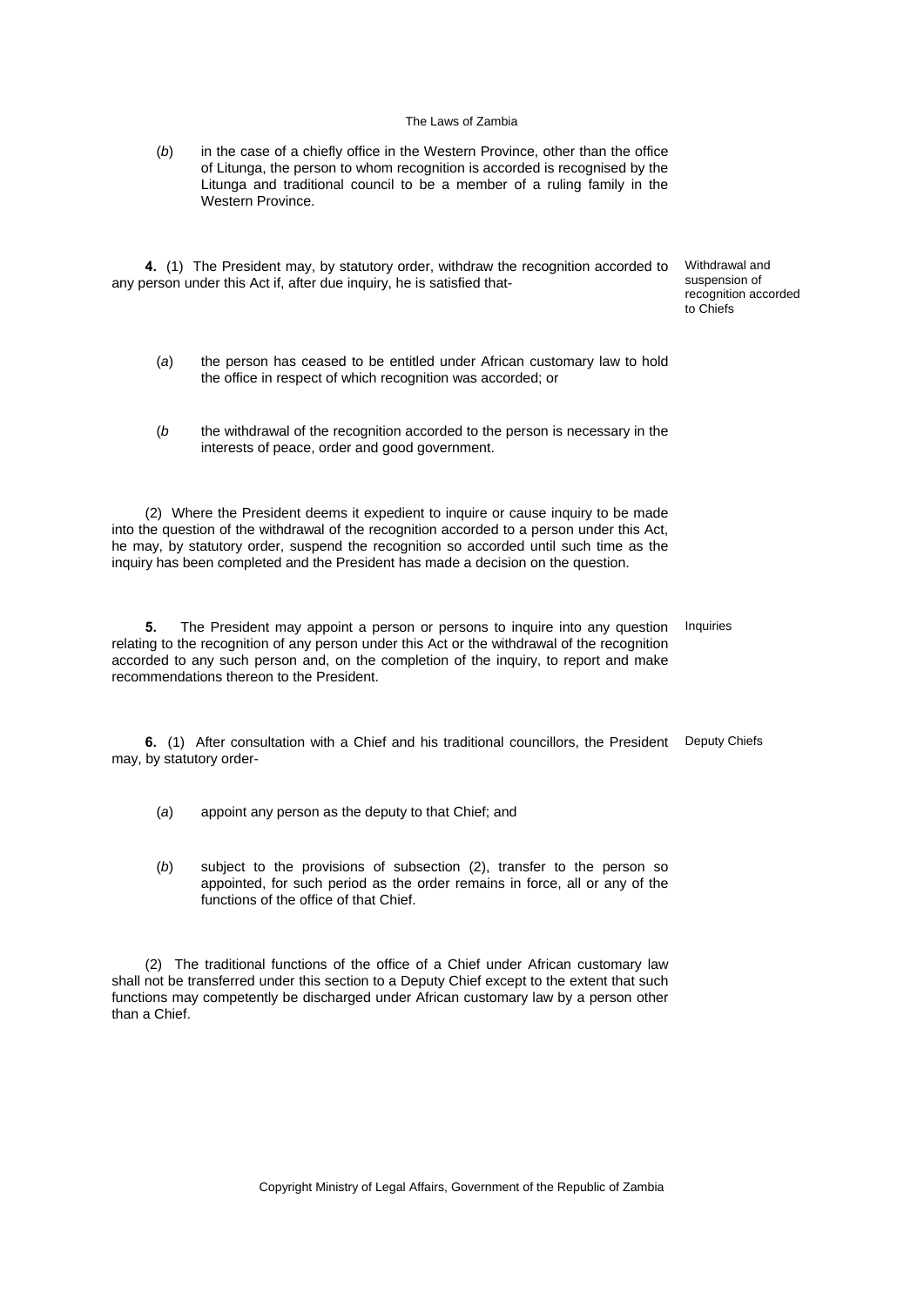(*b*) in the case of a chiefly office in the Western Province, other than the office of Litunga, the person to whom recognition is accorded is recognised by the Litunga and traditional council to be a member of a ruling family in the Western Province.

Withdrawal and suspension of recognition accorded to Chiefs

**4.** (1) The President may, by statutory order, withdraw the recognition accorded to any person under this Act if, after due inquiry, he is satisfied that-

(*a*) the person has ceased to be entitled under African customary law to hold the office in respect of which recognition was accorded; or

(*b* the withdrawal of the recognition accorded to the person is necessary in the interests of peace, order and good government.

(2) Where the President deems it expedient to inquire or cause inquiry to be made into the question of the withdrawal of the recognition accorded to a person under this Act, he may, by statutory order, suspend the recognition so accorded until such time as the inquiry has been completed and the President has made a decision on the question.

Inquiries

**5.** The President may appoint a person or persons to inquire into any question relating to the recognition of any person under this Act or the withdrawal of the recognition accorded to any such person and, on the completion of the inquiry, to report and make recommendations thereon to the President.

Deputy Chiefs

**6.** (1) After consultation with a Chief and his traditional councillors, the President may, by statutory order-

(*a*) appoint any person as the deputy to that Chief; and

(*b*) subject to the provisions of subsection (2), transfer to the person so appointed, for such period as the order remains in force, all or any of the functions of the office of that Chief.

(2) The traditional functions of the office of a Chief under African customary law shall not be transferred under this section to a Deputy Chief except to the extent that such functions may competently be discharged under African customary law by a person other than a Chief.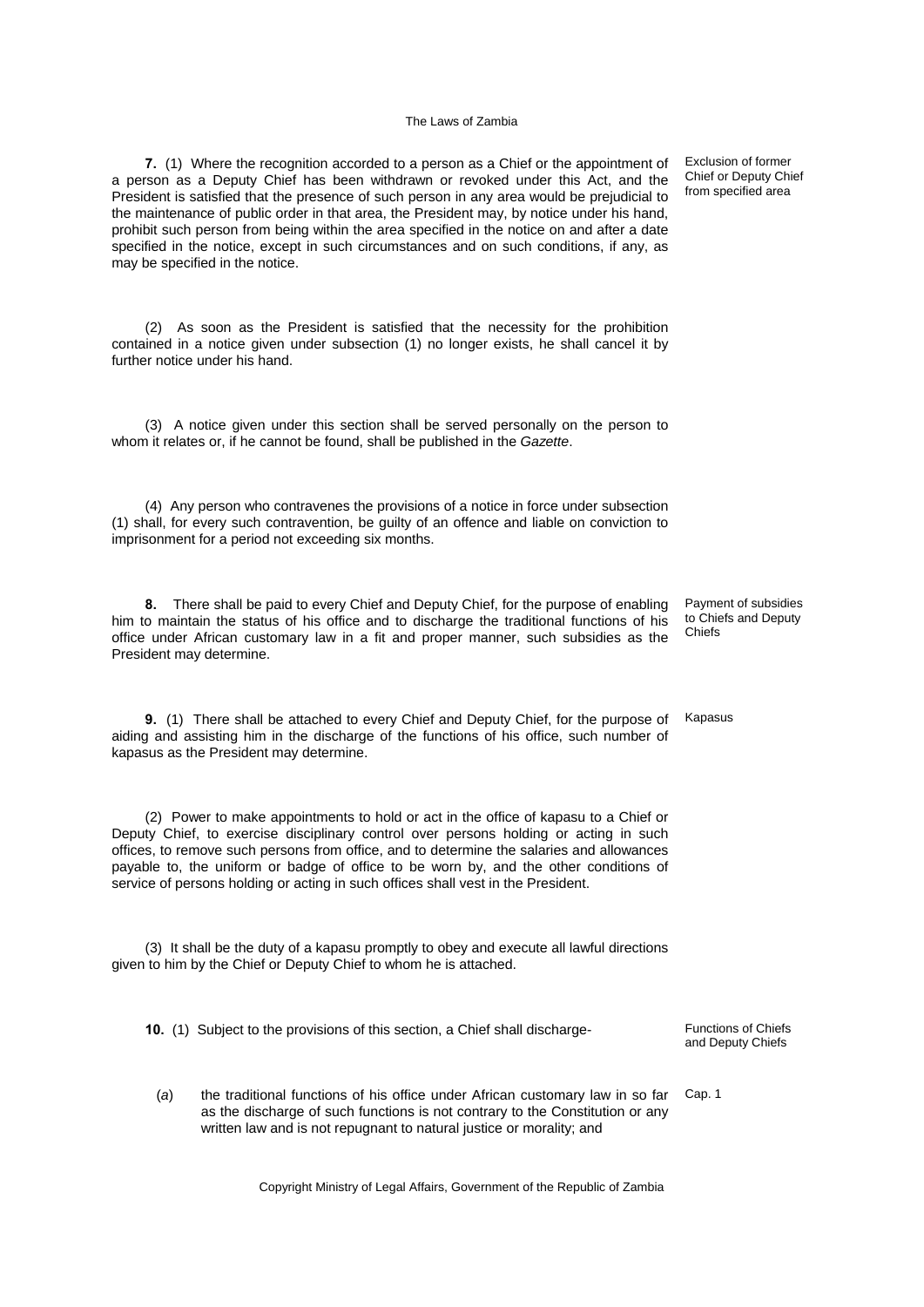**7.** (1) Where the recognition accorded to a person as a Chief or the appointment of a person as a Deputy Chief has been withdrawn or revoked under this Act, and the President is satisfied that the presence of such person in any area would be prejudicial to the maintenance of public order in that area, the President may, by notice under his hand, prohibit such person from being within the area specified in the notice on and after a date specified in the notice, except in such circumstances and on such conditions, if any, as may be specified in the notice.

Exclusion of former Chief or Deputy Chief from specified area

(2) As soon as the President is satisfied that the necessity for the prohibition contained in a notice given under subsection (1) no longer exists, he shall cancel it by further notice under his hand.

(3) A notice given under this section shall be served personally on the person to whom it relates or, if he cannot be found, shall be published in the *Gazette*.

(4) Any person who contravenes the provisions of a notice in force under subsection (1) shall, for every such contravention, be guilty of an offence and liable on conviction to imprisonment for a period not exceeding six months.

**8.** There shall be paid to every Chief and Deputy Chief, for the purpose of enabling him to maintain the status of his office and to discharge the traditional functions of his office under African customary law in a fit and proper manner, such subsidies as the President may determine.

Payment of subsidies to Chiefs and Deputy Chiefs

**9.** (1) There shall be attached to every Chief and Deputy Chief, for the purpose of aiding and assisting him in the discharge of the functions of his office, such number of kapasus as the President may determine.

Kapasus

(2) Power to make appointments to hold or act in the office of kapasu to a Chief or Deputy Chief, to exercise disciplinary control over persons holding or acting in such offices, to remove such persons from office, and to determine the salaries and allowances payable to, the uniform or badge of office to be worn by, and the other conditions of service of persons holding or acting in such offices shall vest in the President.

(3) It shall be the duty of a kapasu promptly to obey and execute all lawful directions given to him by the Chief or Deputy Chief to whom he is attached.

**10.** (1) Subject to the provisions of this section, a Chief shall discharge-

Functions of Chiefs and Deputy Chiefs

(*a*) the traditional functions of his office under African customary law in so far as the discharge of such functions is not contrary to the Constitution or any written law and is not repugnant to natural justice or morality; and

Cap. 1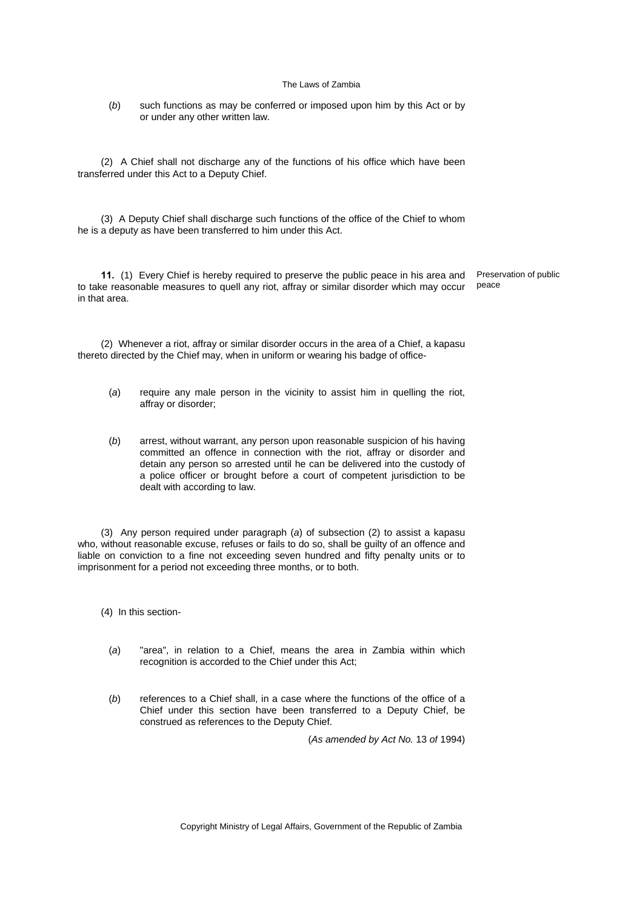(*b*) such functions as may be conferred or imposed upon him by this Act or by or under any other written law.

(2) A Chief shall not discharge any of the functions of his office which have been transferred under this Act to a Deputy Chief.

(3) A Deputy Chief shall discharge such functions of the office of the Chief to whom he is a deputy as have been transferred to him under this Act.

Preservation of public peace

**11.** (1) Every Chief is hereby required to preserve the public peace in his area and to take reasonable measures to quell any riot, affray or similar disorder which may occur in that area.

(2) Whenever a riot, affray or similar disorder occurs in the area of a Chief, a kapasu thereto directed by the Chief may, when in uniform or wearing his badge of office-

(*a*) require any male person in the vicinity to assist him in quelling the riot, affray or disorder;

(*b*) arrest, without warrant, any person upon reasonable suspicion of his having committed an offence in connection with the riot, affray or disorder and detain any person so arrested until he can be delivered into the custody of a police officer or brought before a court of competent jurisdiction to be dealt with according to law.

(3) Any person required under paragraph (*a*) of subsection (2) to assist a kapasu who, without reasonable excuse, refuses or fails to do so, shall be guilty of an offence and liable on conviction to a fine not exceeding seven hundred and fifty penalty units or to imprisonment for a period not exceeding three months, or to both.

(4) In this section-

(*a*) "area", in relation to a Chief, means the area in Zambia within which recognition is accorded to the Chief under this Act;

(*b*) references to a Chief shall, in a case where the functions of the office of a Chief under this section have been transferred to a Deputy Chief, be construed as references to the Deputy Chief.

(*As amended by Act No.* 13 *of* 1994)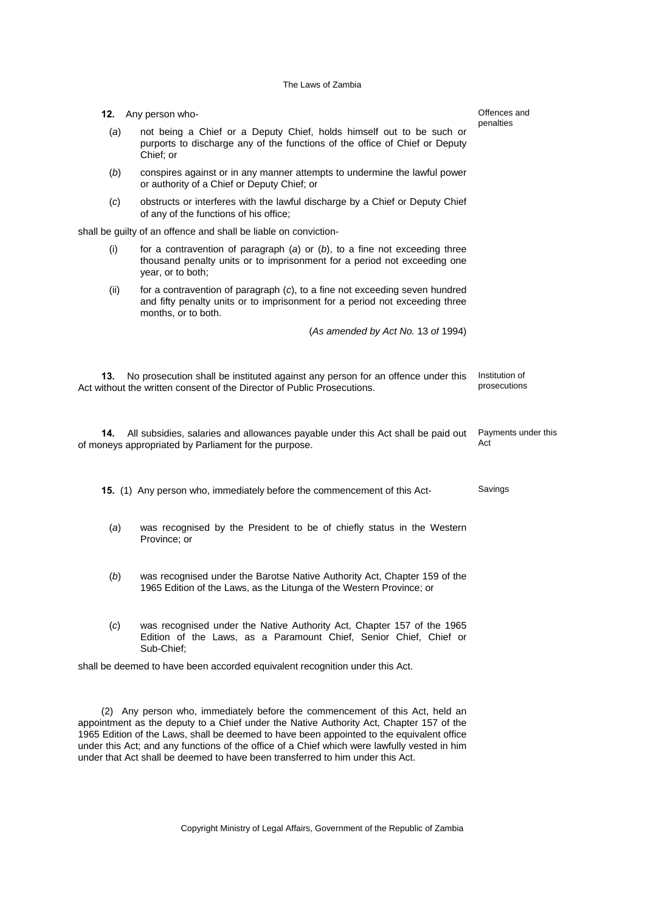**12.** Any person who-

*Offences and penalties*

(*a*) not being a Chief or a Deputy Chief, holds himself out to be such or purports to discharge any of the functions of the office of Chief or Deputy Chief; or

(*b*) conspires against or in any manner attempts to undermine the lawful power or authority of a Chief or Deputy Chief; or

(*c*) obstructs or interferes with the lawful discharge by a Chief or Deputy Chief of any of the functions of his office;

shall be guilty of an offence and shall be liable on conviction-

(i) for a contravention of paragraph (*a*) or (*b*), to a fine not exceeding three thousand penalty units or to imprisonment for a period not exceeding one year, or to both;

(ii) for a contravention of paragraph (*c*), to a fine not exceeding seven hundred and fifty penalty units or to imprisonment for a period not exceeding three months, or to both.

(*As amended by Act No.* 13 *of* 1994)

**13.** No prosecution shall be instituted against any person for an offence under this Act without the written consent of the Director of Public Prosecutions.

*Institution of prosecutions*

**14.** All subsidies, salaries and allowances payable under this Act shall be paid out of moneys appropriated by Parliament for the purpose.

*Payments under this Act*

**15.** (1) Any person who, immediately before the commencement of this Act-

*Savings*

(*a*) was recognised by the President to be of chiefly status in the Western Province; or

(*b*) was recognised under the Barotse Native Authority Act, Chapter 159 of the 1965 Edition of the Laws, as the Litunga of the Western Province; or

(*c*) was recognised under the Native Authority Act, Chapter 157 of the 1965 Edition of the Laws, as a Paramount Chief, Senior Chief, Chief or Sub-Chief;

shall be deemed to have been accorded equivalent recognition under this Act.

(2) Any person who, immediately before the commencement of this Act, held an appointment as the deputy to a Chief under the Native Authority Act, Chapter 157 of the 1965 Edition of the Laws, shall be deemed to have been appointed to the equivalent office under this Act; and any functions of the office of a Chief which were lawfully vested in him under that Act shall be deemed to have been transferred to him under this Act.